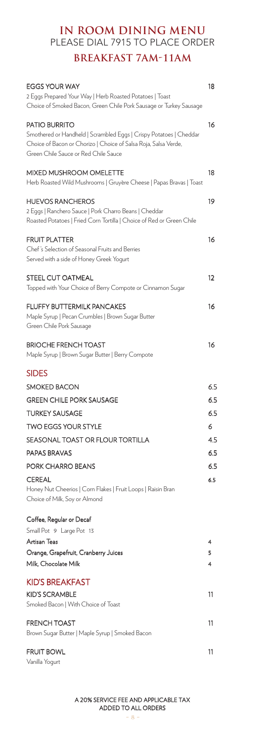# IN ROOM DINING MENU

PLEASE DIAL 7915 TO PLACE ORDER

## BREAKFAST 7AM-11AM

**EGGS YOUR WAY** 18
2 Eggs Prepared Your Way | Herb Roasted Potatoes | Toast
Choice of Smoked Bacon, Green Chile Pork Sausage or Turkey Sausage

**PATIO BURRITO** 16
Smothered or Handheld | Scrambled Eggs | Crispy Potatoes | Cheddar
Choice of Bacon or Chorizo | Choice of Salsa Roja, Salsa Verde,
Green Chile Sauce or Red Chile Sauce

**MIXED MUSHROOM OMELETTE** 18
Herb Roasted Wild Mushrooms | Gruyère Cheese | Papas Bravas | Toast

**HUEVOS RANCHEROS** 19
2 Eggs | Ranchero Sauce | Pork Charro Beans | Cheddar
Roasted Potatoes | Fried Corn Tortilla | Choice of Red or Green Chile

**FRUIT PLATTER** 16
Chef's Selection of Seasonal Fruits and Berries
Served with a side of Honey Greek Yogurt

**STEEL CUT OATMEAL** 12
Topped with Your Choice of Berry Compote or Cinnamon Sugar

**FLUFFY BUTTERMILK PANCAKES** 16
Maple Syrup | Pecan Crumbles | Brown Sugar Butter
Green Chile Pork Sausage

**BRIOCHE FRENCH TOAST** 16
Maple Syrup | Brown Sugar Butter | Berry Compote

### SIDES

| Item | Price |
| --- | --- |
| SMOKED BACON | 6.5 |
| GREEN CHILE PORK SAUSAGE | 6.5 |
| TURKEY SAUSAGE | 6.5 |
| TWO EGGS YOUR STYLE | 6 |
| SEASONAL TOAST OR FLOUR TORTILLA | 4.5 |
| PAPAS BRAVAS | 6.5 |
| PORK CHARRO BEANS | 6.5 |
| CEREAL<br>Honey Nut Cheerios \| Corn Flakes \| Fruit Loops \| Raisin Bran<br>Choice of Milk, Soy or Almond | 6.5 |

**Coffee, Regular or Decaf**
Small Pot 9 Large Pot 13

**Artisan Teas** 4

**Orange, Grapefruit, Cranberry Juices** 5

**Milk, Chocolate Milk** 4

### KID'S BREAKFAST

**KID'S SCRAMBLE** 11
Smoked Bacon | With Choice of Toast

**FRENCH TOAST** 11
Brown Sugar Butter | Maple Syrup | Smoked Bacon

**FRUIT BOWL** 11
Vanilla Yogurt

A 20% SERVICE FEE AND APPLICABLE TAX ADDED TO ALL ORDERS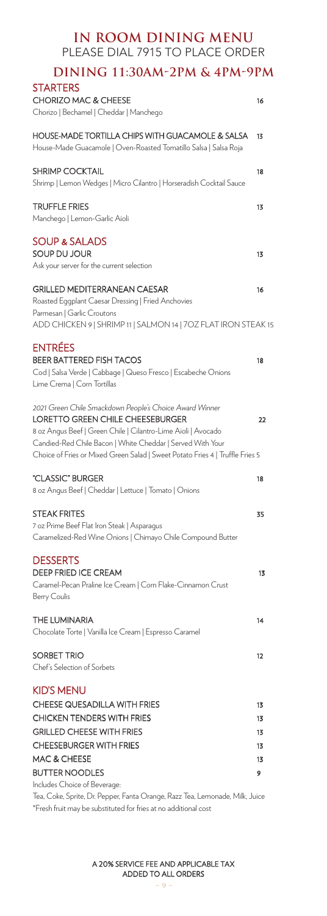# IN ROOM DINING MENU

PLEASE DIAL 7915 TO PLACE ORDER

## DINING 11:30AM-2PM & 4PM-9PM

### STARTERS

**CHORIZO MAC & CHEESE** 16
Chorizo | Bechamel | Cheddar | Manchego

**HOUSE-MADE TORTILLA CHIPS WITH GUACAMOLE & SALSA** 13
House-Made Guacamole | Oven-Roasted Tomatillo Salsa | Salsa Roja

**SHRIMP COCKTAIL** 18
Shrimp | Lemon Wedges | Micro Cilantro | Horseradish Cocktail Sauce

**TRUFFLE FRIES** 13
Manchego | Lemon-Garlic Aioli

### SOUP & SALADS

**SOUP DU JOUR** 13
Ask your server for the current selection

**GRILLED MEDITERRANEAN CAESAR** 16
Roasted Eggplant Caesar Dressing | Fried Anchovies
Parmesan | Garlic Croutons
ADD CHICKEN 9 | SHRIMP 11 | SALMON 14 | 7OZ FLAT IRON STEAK 15

### ENTRÉES

**BEER BATTERED FISH TACOS** 18
Cod | Salsa Verde | Cabbage | Queso Fresco | Escabeche Onions
Lime Crema | Corn Tortillas

*2021 Green Chile Smackdown People's Choice Award Winner*
**LORETTO GREEN CHILE CHEESEBURGER** 22
8 oz Angus Beef | Green Chile | Cilantro-Lime Aioli | Avocado
Candied-Red Chile Bacon | White Cheddar | Served With Your
Choice of Fries or Mixed Green Salad | Sweet Potato Fries 4 | Truffle Fries 5

**"CLASSIC" BURGER** 18
8 oz Angus Beef | Cheddar | Lettuce | Tomato | Onions

**STEAK FRITES** 35
7 oz Prime Beef Flat Iron Steak | Asparagus
Caramelized-Red Wine Onions | Chimayo Chile Compound Butter

### DESSERTS

**DEEP FRIED ICE CREAM** 13
Caramel-Pecan Praline Ice Cream | Corn Flake-Cinnamon Crust
Berry Coulis

**THE LUMINARIA** 14
Chocolate Torte | Vanilla Ice Cream | Espresso Caramel

**SORBET TRIO** 12
Chef's Selection of Sorbets

### KID'S MENU

| Item | Price |
|---|---|
| CHEESE QUESADILLA WITH FRIES | 13 |
| CHICKEN TENDERS WITH FRIES | 13 |
| GRILLED CHEESE WITH FRIES | 13 |
| CHEESEBURGER WITH FRIES | 13 |
| MAC & CHEESE | 13 |
| BUTTER NOODLES | 9 |

Includes Choice of Beverage:
Tea, Coke, Sprite, Dr. Pepper, Fanta Orange, Razz Tea, Lemonade, Milk, Juice
*Fresh fruit may be substituted for fries at no additional cost

A 20% SERVICE FEE AND APPLICABLE TAX ADDED TO ALL ORDERS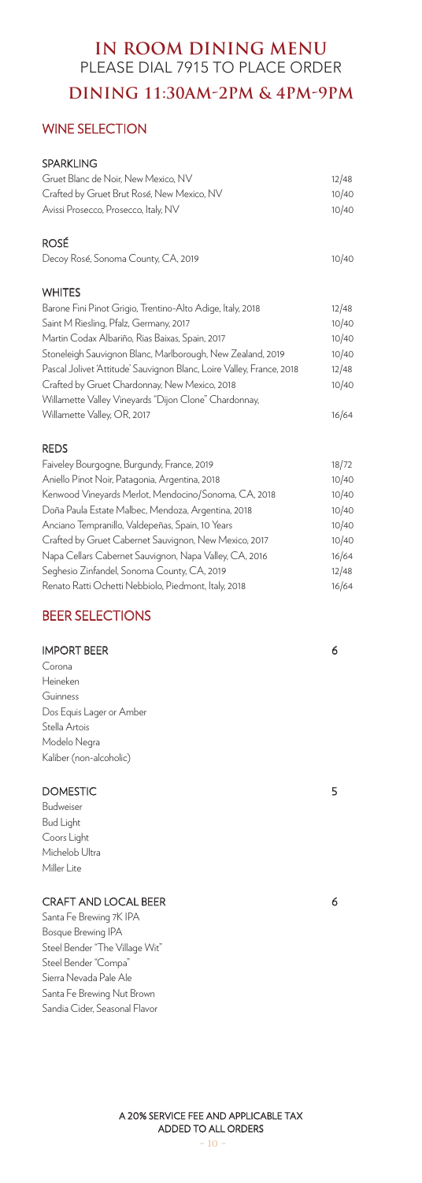# IN ROOM DINING MENU

PLEASE DIAL 7915 TO PLACE ORDER

## DINING 11:30AM-2PM & 4PM-9PM

## WINE SELECTION

### SPARKLING

| | |
|---|---|
| Gruet Blanc de Noir, New Mexico, NV | 12/48 |
| Crafted by Gruet Brut Rosé, New Mexico, NV | 10/40 |
| Avissi Prosecco, Prosecco, Italy, NV | 10/40 |

### ROSÉ

| | |
|---|---|
| Decoy Rosé, Sonoma County, CA, 2019 | 10/40 |

### WHITES

| | |
|---|---|
| Barone Fini Pinot Grigio, Trentino-Alto Adige, Italy, 2018 | 12/48 |
| Saint M Riesling, Pfalz, Germany, 2017 | 10/40 |
| Martin Codax Albariño, Rias Baixas, Spain, 2017 | 10/40 |
| Stoneleigh Sauvignon Blanc, Marlborough, New Zealand, 2019 | 10/40 |
| Pascal Jolivet 'Attitude' Sauvignon Blanc, Loire Valley, France, 2018 | 12/48 |
| Crafted by Gruet Chardonnay, New Mexico, 2018 | 10/40 |
| Willamette Valley Vineyards "Dijon Clone" Chardonnay, Willamette Valley, OR, 2017 | 16/64 |

### REDS

| | |
|---|---|
| Faiveley Bourgogne, Burgundy, France, 2019 | 18/72 |
| Aniello Pinot Noir, Patagonia, Argentina, 2018 | 10/40 |
| Kenwood Vineyards Merlot, Mendocino/Sonoma, CA, 2018 | 10/40 |
| Doña Paula Estate Malbec, Mendoza, Argentina, 2018 | 10/40 |
| Anciano Tempranillo, Valdepeñas, Spain, 10 Years | 10/40 |
| Crafted by Gruet Cabernet Sauvignon, New Mexico, 2017 | 10/40 |
| Napa Cellars Cabernet Sauvignon, Napa Valley, CA, 2016 | 16/64 |
| Seghesio Zinfandel, Sonoma County, CA, 2019 | 12/48 |
| Renato Ratti Ochetti Nebbiolo, Piedmont, Italy, 2018 | 16/64 |

## BEER SELECTIONS

### IMPORT BEER — 6

Corona
Heineken
Guinness
Dos Equis Lager or Amber
Stella Artois
Modelo Negra
Kaliber (non-alcoholic)

### DOMESTIC — 5

Budweiser
Bud Light
Coors Light
Michelob Ultra
Miller Lite

### CRAFT AND LOCAL BEER — 6

Santa Fe Brewing 7K IPA
Bosque Brewing IPA
Steel Bender "The Village Wit"
Steel Bender "Compa"
Sierra Nevada Pale Ale
Santa Fe Brewing Nut Brown
Sandia Cider, Seasonal Flavor

A 20% SERVICE FEE AND APPLICABLE TAX ADDED TO ALL ORDERS